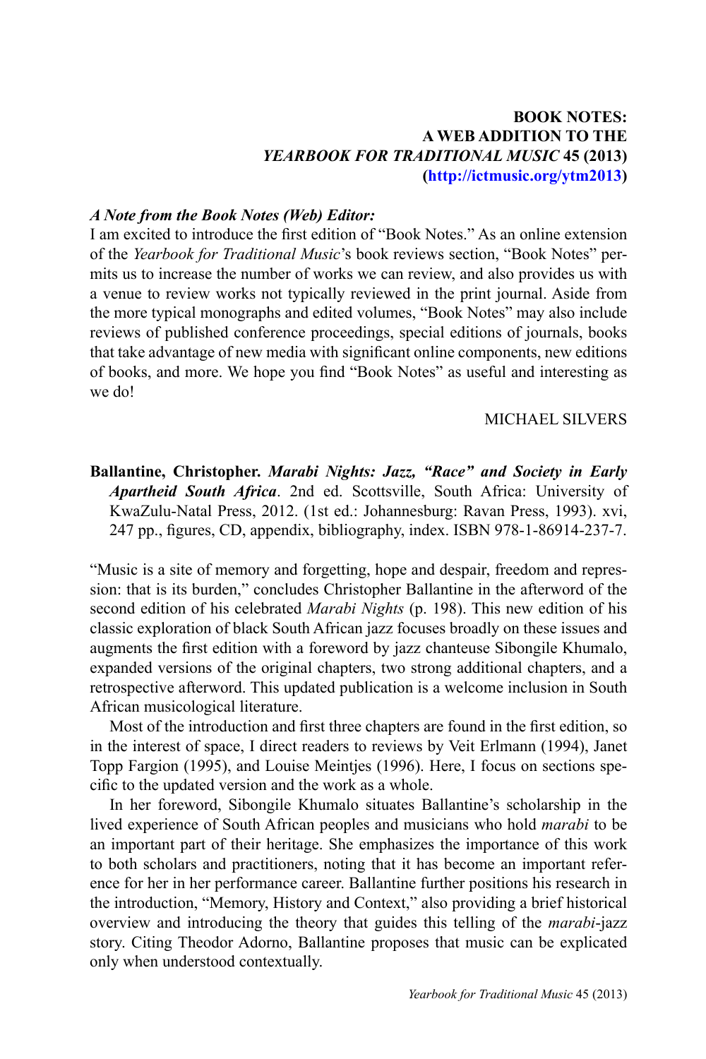**BOOK NOTES:**
**A WEB ADDITION TO THE**
***YEARBOOK FOR TRADITIONAL MUSIC* 45 (2013)**
**(http://ictmusic.org/ytm2013)**

***A Note from the Book Notes (Web) Editor:***

I am excited to introduce the first edition of "Book Notes." As an online extension of the *Yearbook for Traditional Music*'s book reviews section, "Book Notes" permits us to increase the number of works we can review, and also provides us with a venue to review works not typically reviewed in the print journal. Aside from the more typical monographs and edited volumes, "Book Notes" may also include reviews of published conference proceedings, special editions of journals, books that take advantage of new media with significant online components, new editions of books, and more. We hope you find "Book Notes" as useful and interesting as we do!

MICHAEL SILVERS

**Ballantine, Christopher. *Marabi Nights: Jazz, "Race" and Society in Early Apartheid South Africa*.** 2nd ed. Scottsville, South Africa: University of KwaZulu-Natal Press, 2012. (1st ed.: Johannesburg: Ravan Press, 1993). xvi, 247 pp., figures, CD, appendix, bibliography, index. ISBN 978-1-86914-237-7.

"Music is a site of memory and forgetting, hope and despair, freedom and repression: that is its burden," concludes Christopher Ballantine in the afterword of the second edition of his celebrated *Marabi Nights* (p. 198). This new edition of his classic exploration of black South African jazz focuses broadly on these issues and augments the first edition with a foreword by jazz chanteuse Sibongile Khumalo, expanded versions of the original chapters, two strong additional chapters, and a retrospective afterword. This updated publication is a welcome inclusion in South African musicological literature.

Most of the introduction and first three chapters are found in the first edition, so in the interest of space, I direct readers to reviews by Veit Erlmann (1994), Janet Topp Fargion (1995), and Louise Meintjes (1996). Here, I focus on sections specific to the updated version and the work as a whole.

In her foreword, Sibongile Khumalo situates Ballantine's scholarship in the lived experience of South African peoples and musicians who hold *marabi* to be an important part of their heritage. She emphasizes the importance of this work to both scholars and practitioners, noting that it has become an important reference for her in her performance career. Ballantine further positions his research in the introduction, "Memory, History and Context," also providing a brief historical overview and introducing the theory that guides this telling of the *marabi*-jazz story. Citing Theodor Adorno, Ballantine proposes that music can be explicated only when understood contextually.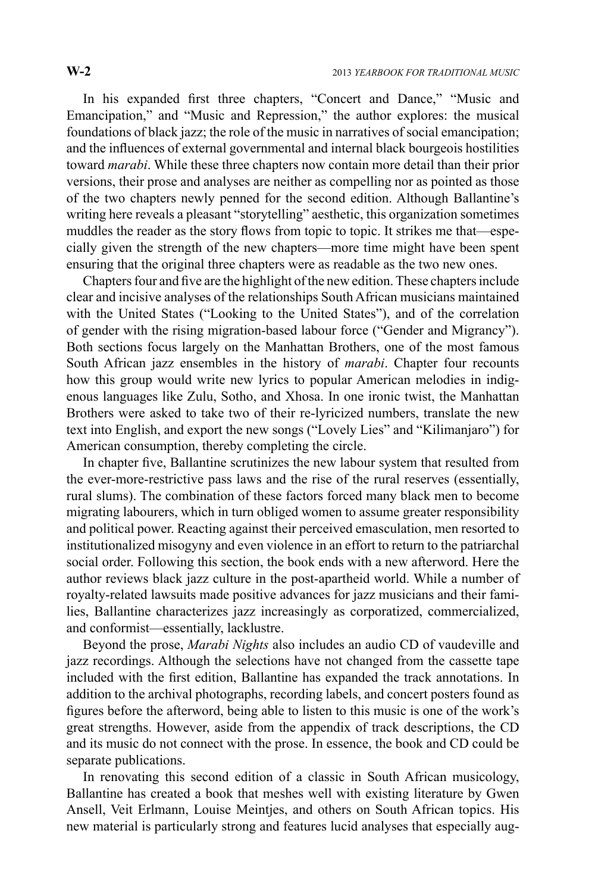In his expanded first three chapters, "Concert and Dance," "Music and Emancipation," and "Music and Repression," the author explores: the musical foundations of black jazz; the role of the music in narratives of social emancipation; and the influences of external governmental and internal black bourgeois hostilities toward *marabi*. While these three chapters now contain more detail than their prior versions, their prose and analyses are neither as compelling nor as pointed as those of the two chapters newly penned for the second edition. Although Ballantine's writing here reveals a pleasant "storytelling" aesthetic, this organization sometimes muddles the reader as the story flows from topic to topic. It strikes me that—especially given the strength of the new chapters—more time might have been spent ensuring that the original three chapters were as readable as the two new ones.

Chapters four and five are the highlight of the new edition. These chapters include clear and incisive analyses of the relationships South African musicians maintained with the United States ("Looking to the United States"), and of the correlation of gender with the rising migration-based labour force ("Gender and Migrancy"). Both sections focus largely on the Manhattan Brothers, one of the most famous South African jazz ensembles in the history of *marabi*. Chapter four recounts how this group would write new lyrics to popular American melodies in indigenous languages like Zulu, Sotho, and Xhosa. In one ironic twist, the Manhattan Brothers were asked to take two of their re-lyricized numbers, translate the new text into English, and export the new songs ("Lovely Lies" and "Kilimanjaro") for American consumption, thereby completing the circle.

In chapter five, Ballantine scrutinizes the new labour system that resulted from the ever-more-restrictive pass laws and the rise of the rural reserves (essentially, rural slums). The combination of these factors forced many black men to become migrating labourers, which in turn obliged women to assume greater responsibility and political power. Reacting against their perceived emasculation, men resorted to institutionalized misogyny and even violence in an effort to return to the patriarchal social order. Following this section, the book ends with a new afterword. Here the author reviews black jazz culture in the post-apartheid world. While a number of royalty-related lawsuits made positive advances for jazz musicians and their families, Ballantine characterizes jazz increasingly as corporatized, commercialized, and conformist—essentially, lacklustre.

Beyond the prose, *Marabi Nights* also includes an audio CD of vaudeville and jazz recordings. Although the selections have not changed from the cassette tape included with the first edition, Ballantine has expanded the track annotations. In addition to the archival photographs, recording labels, and concert posters found as figures before the afterword, being able to listen to this music is one of the work's great strengths. However, aside from the appendix of track descriptions, the CD and its music do not connect with the prose. In essence, the book and CD could be separate publications.

In renovating this second edition of a classic in South African musicology, Ballantine has created a book that meshes well with existing literature by Gwen Ansell, Veit Erlmann, Louise Meintjes, and others on South African topics. His new material is particularly strong and features lucid analyses that especially aug-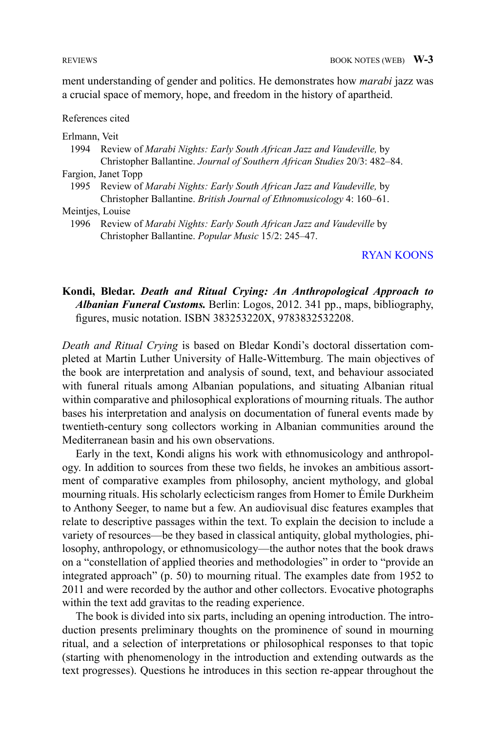ment understanding of gender and politics. He demonstrates how *marabi* jazz was a crucial space of memory, hope, and freedom in the history of apartheid.

References cited

Erlmann, Veit
  1994 Review of *Marabi Nights: Early South African Jazz and Vaudeville,* by Christopher Ballantine. *Journal of Southern African Studies* 20/3: 482–84.

Fargion, Janet Topp
  1995 Review of *Marabi Nights: Early South African Jazz and Vaudeville,* by Christopher Ballantine. *British Journal of Ethnomusicology* 4: 160–61.

Meintjes, Louise
  1996 Review of *Marabi Nights: Early South African Jazz and Vaudeville* by Christopher Ballantine. *Popular Music* 15/2: 245–47.

RYAN KOONS

**Kondi, Bledar. *Death and Ritual Crying: An Anthropological Approach to Albanian Funeral Customs.*** Berlin: Logos, 2012. 341 pp., maps, bibliography, figures, music notation. ISBN 383253220X, 9783832532208.

*Death and Ritual Crying* is based on Bledar Kondi's doctoral dissertation completed at Martin Luther University of Halle-Wittemburg. The main objectives of the book are interpretation and analysis of sound, text, and behaviour associated with funeral rituals among Albanian populations, and situating Albanian ritual within comparative and philosophical explorations of mourning rituals. The author bases his interpretation and analysis on documentation of funeral events made by twentieth-century song collectors working in Albanian communities around the Mediterranean basin and his own observations.

Early in the text, Kondi aligns his work with ethnomusicology and anthropology. In addition to sources from these two fields, he invokes an ambitious assortment of comparative examples from philosophy, ancient mythology, and global mourning rituals. His scholarly eclecticism ranges from Homer to Émile Durkheim to Anthony Seeger, to name but a few. An audiovisual disc features examples that relate to descriptive passages within the text. To explain the decision to include a variety of resources—be they based in classical antiquity, global mythologies, philosophy, anthropology, or ethnomusicology—the author notes that the book draws on a "constellation of applied theories and methodologies" in order to "provide an integrated approach" (p. 50) to mourning ritual. The examples date from 1952 to 2011 and were recorded by the author and other collectors. Evocative photographs within the text add gravitas to the reading experience.

The book is divided into six parts, including an opening introduction. The introduction presents preliminary thoughts on the prominence of sound in mourning ritual, and a selection of interpretations or philosophical responses to that topic (starting with phenomenology in the introduction and extending outwards as the text progresses). Questions he introduces in this section re-appear throughout the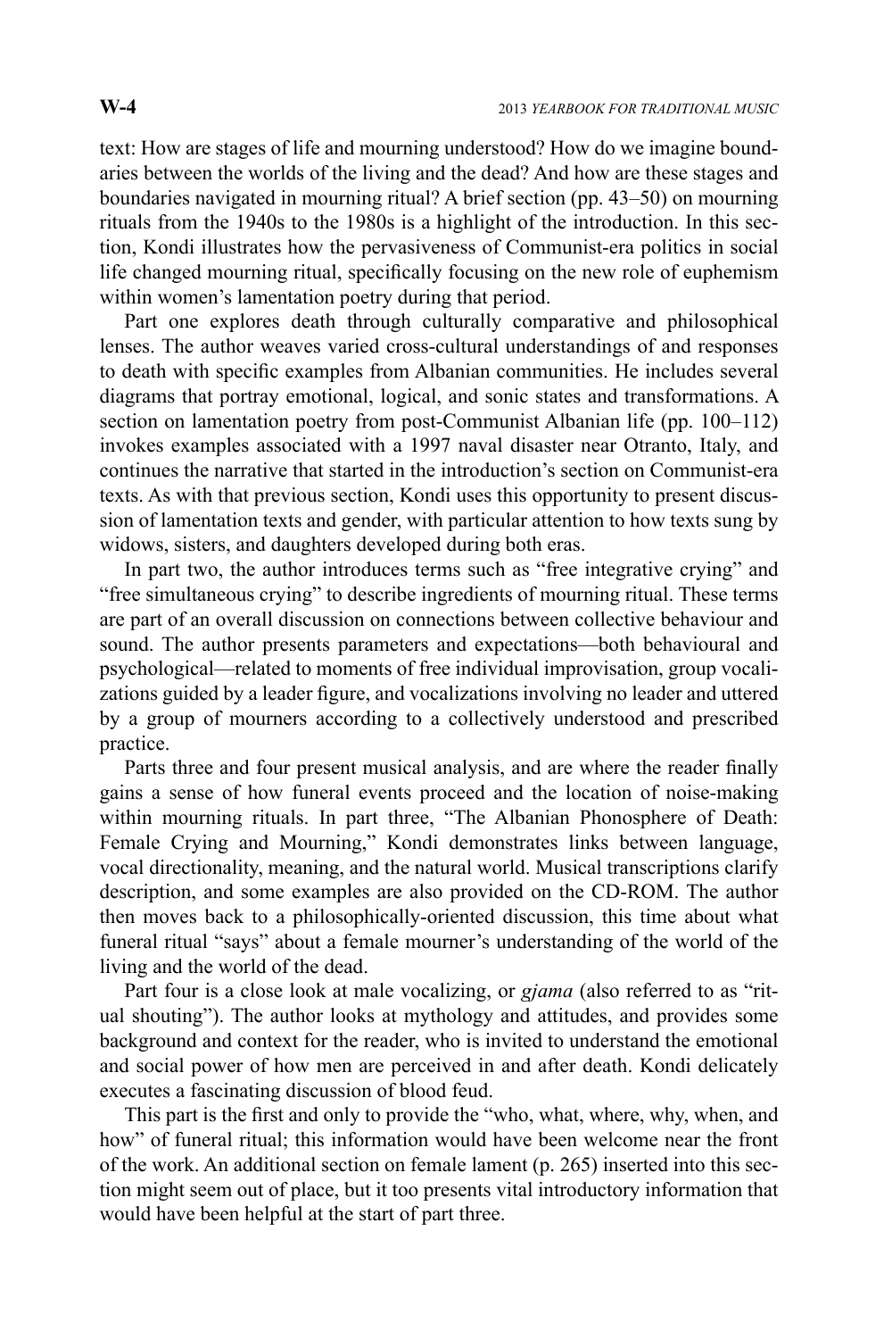text: How are stages of life and mourning understood? How do we imagine boundaries between the worlds of the living and the dead? And how are these stages and boundaries navigated in mourning ritual? A brief section (pp. 43–50) on mourning rituals from the 1940s to the 1980s is a highlight of the introduction. In this section, Kondi illustrates how the pervasiveness of Communist-era politics in social life changed mourning ritual, specifically focusing on the new role of euphemism within women's lamentation poetry during that period.

Part one explores death through culturally comparative and philosophical lenses. The author weaves varied cross-cultural understandings of and responses to death with specific examples from Albanian communities. He includes several diagrams that portray emotional, logical, and sonic states and transformations. A section on lamentation poetry from post-Communist Albanian life (pp. 100–112) invokes examples associated with a 1997 naval disaster near Otranto, Italy, and continues the narrative that started in the introduction's section on Communist-era texts. As with that previous section, Kondi uses this opportunity to present discussion of lamentation texts and gender, with particular attention to how texts sung by widows, sisters, and daughters developed during both eras.

In part two, the author introduces terms such as "free integrative crying" and "free simultaneous crying" to describe ingredients of mourning ritual. These terms are part of an overall discussion on connections between collective behaviour and sound. The author presents parameters and expectations—both behavioural and psychological—related to moments of free individual improvisation, group vocalizations guided by a leader figure, and vocalizations involving no leader and uttered by a group of mourners according to a collectively understood and prescribed practice.

Parts three and four present musical analysis, and are where the reader finally gains a sense of how funeral events proceed and the location of noise-making within mourning rituals. In part three, "The Albanian Phonosphere of Death: Female Crying and Mourning," Kondi demonstrates links between language, vocal directionality, meaning, and the natural world. Musical transcriptions clarify description, and some examples are also provided on the CD-ROM. The author then moves back to a philosophically-oriented discussion, this time about what funeral ritual "says" about a female mourner's understanding of the world of the living and the world of the dead.

Part four is a close look at male vocalizing, or *gjama* (also referred to as "ritual shouting"). The author looks at mythology and attitudes, and provides some background and context for the reader, who is invited to understand the emotional and social power of how men are perceived in and after death. Kondi delicately executes a fascinating discussion of blood feud.

This part is the first and only to provide the "who, what, where, why, when, and how" of funeral ritual; this information would have been welcome near the front of the work. An additional section on female lament (p. 265) inserted into this section might seem out of place, but it too presents vital introductory information that would have been helpful at the start of part three.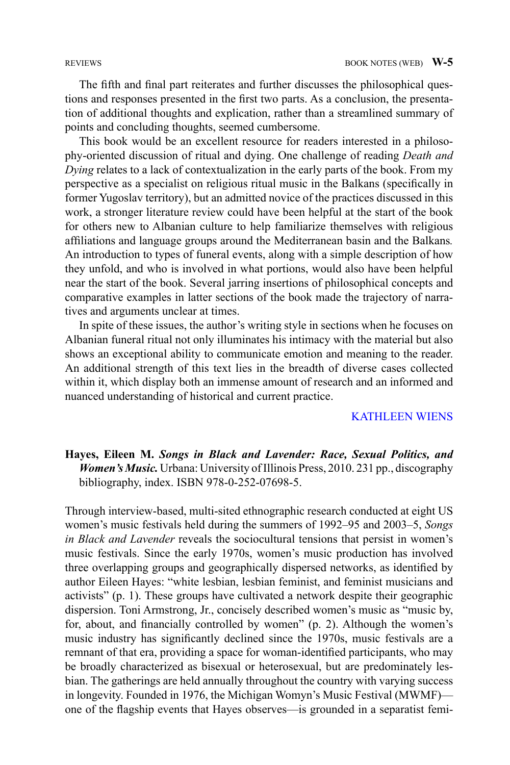The fifth and final part reiterates and further discusses the philosophical questions and responses presented in the first two parts. As a conclusion, the presentation of additional thoughts and explication, rather than a streamlined summary of points and concluding thoughts, seemed cumbersome.

This book would be an excellent resource for readers interested in a philosophy-oriented discussion of ritual and dying. One challenge of reading *Death and Dying* relates to a lack of contextualization in the early parts of the book. From my perspective as a specialist on religious ritual music in the Balkans (specifically in former Yugoslav territory), but an admitted novice of the practices discussed in this work, a stronger literature review could have been helpful at the start of the book for others new to Albanian culture to help familiarize themselves with religious affiliations and language groups around the Mediterranean basin and the Balkans. An introduction to types of funeral events, along with a simple description of how they unfold, and who is involved in what portions, would also have been helpful near the start of the book. Several jarring insertions of philosophical concepts and comparative examples in latter sections of the book made the trajectory of narratives and arguments unclear at times.

In spite of these issues, the author's writing style in sections when he focuses on Albanian funeral ritual not only illuminates his intimacy with the material but also shows an exceptional ability to communicate emotion and meaning to the reader. An additional strength of this text lies in the breadth of diverse cases collected within it, which display both an immense amount of research and an informed and nuanced understanding of historical and current practice.

KATHLEEN WIENS

**Hayes, Eileen M. *Songs in Black and Lavender: Race, Sexual Politics, and Women's Music.*** Urbana: University of Illinois Press, 2010. 231 pp., discography bibliography, index. ISBN 978-0-252-07698-5.

Through interview-based, multi-sited ethnographic research conducted at eight US women's music festivals held during the summers of 1992–95 and 2003–5, *Songs in Black and Lavender* reveals the sociocultural tensions that persist in women's music festivals. Since the early 1970s, women's music production has involved three overlapping groups and geographically dispersed networks, as identified by author Eileen Hayes: "white lesbian, lesbian feminist, and feminist musicians and activists" (p. 1). These groups have cultivated a network despite their geographic dispersion. Toni Armstrong, Jr., concisely described women's music as "music by, for, about, and financially controlled by women" (p. 2). Although the women's music industry has significantly declined since the 1970s, music festivals are a remnant of that era, providing a space for woman-identified participants, who may be broadly characterized as bisexual or heterosexual, but are predominately lesbian. The gatherings are held annually throughout the country with varying success in longevity. Founded in 1976, the Michigan Womyn's Music Festival (MWMF)—one of the flagship events that Hayes observes—is grounded in a separatist femi-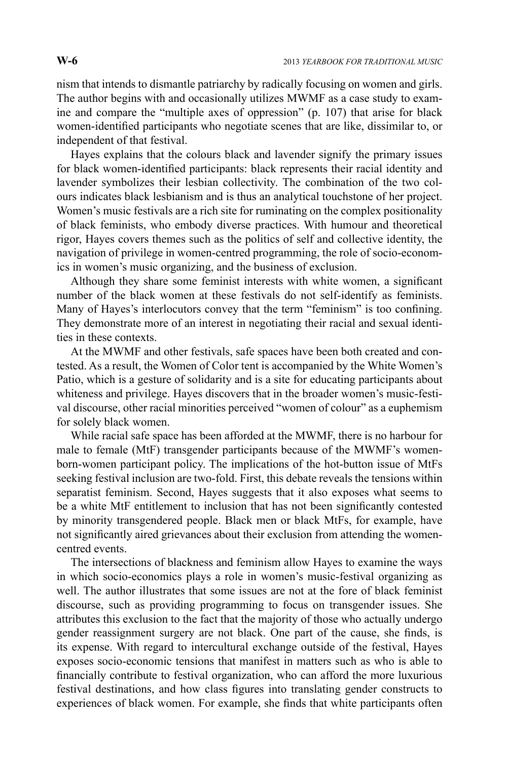nism that intends to dismantle patriarchy by radically focusing on women and girls. The author begins with and occasionally utilizes MWMF as a case study to examine and compare the "multiple axes of oppression" (p. 107) that arise for black women-identified participants who negotiate scenes that are like, dissimilar to, or independent of that festival.

Hayes explains that the colours black and lavender signify the primary issues for black women-identified participants: black represents their racial identity and lavender symbolizes their lesbian collectivity. The combination of the two colours indicates black lesbianism and is thus an analytical touchstone of her project. Women's music festivals are a rich site for ruminating on the complex positionality of black feminists, who embody diverse practices. With humour and theoretical rigor, Hayes covers themes such as the politics of self and collective identity, the navigation of privilege in women-centred programming, the role of socio-economics in women's music organizing, and the business of exclusion.

Although they share some feminist interests with white women, a significant number of the black women at these festivals do not self-identify as feminists. Many of Hayes's interlocutors convey that the term "feminism" is too confining. They demonstrate more of an interest in negotiating their racial and sexual identities in these contexts.

At the MWMF and other festivals, safe spaces have been both created and contested. As a result, the Women of Color tent is accompanied by the White Women's Patio, which is a gesture of solidarity and is a site for educating participants about whiteness and privilege. Hayes discovers that in the broader women's music-festival discourse, other racial minorities perceived "women of colour" as a euphemism for solely black women.

While racial safe space has been afforded at the MWMF, there is no harbour for male to female (MtF) transgender participants because of the MWMF's women-born-women participant policy. The implications of the hot-button issue of MtFs seeking festival inclusion are two-fold. First, this debate reveals the tensions within separatist feminism. Second, Hayes suggests that it also exposes what seems to be a white MtF entitlement to inclusion that has not been significantly contested by minority transgendered people. Black men or black MtFs, for example, have not significantly aired grievances about their exclusion from attending the women-centred events.

The intersections of blackness and feminism allow Hayes to examine the ways in which socio-economics plays a role in women's music-festival organizing as well. The author illustrates that some issues are not at the fore of black feminist discourse, such as providing programming to focus on transgender issues. She attributes this exclusion to the fact that the majority of those who actually undergo gender reassignment surgery are not black. One part of the cause, she finds, is its expense. With regard to intercultural exchange outside of the festival, Hayes exposes socio-economic tensions that manifest in matters such as who is able to financially contribute to festival organization, who can afford the more luxurious festival destinations, and how class figures into translating gender constructs to experiences of black women. For example, she finds that white participants often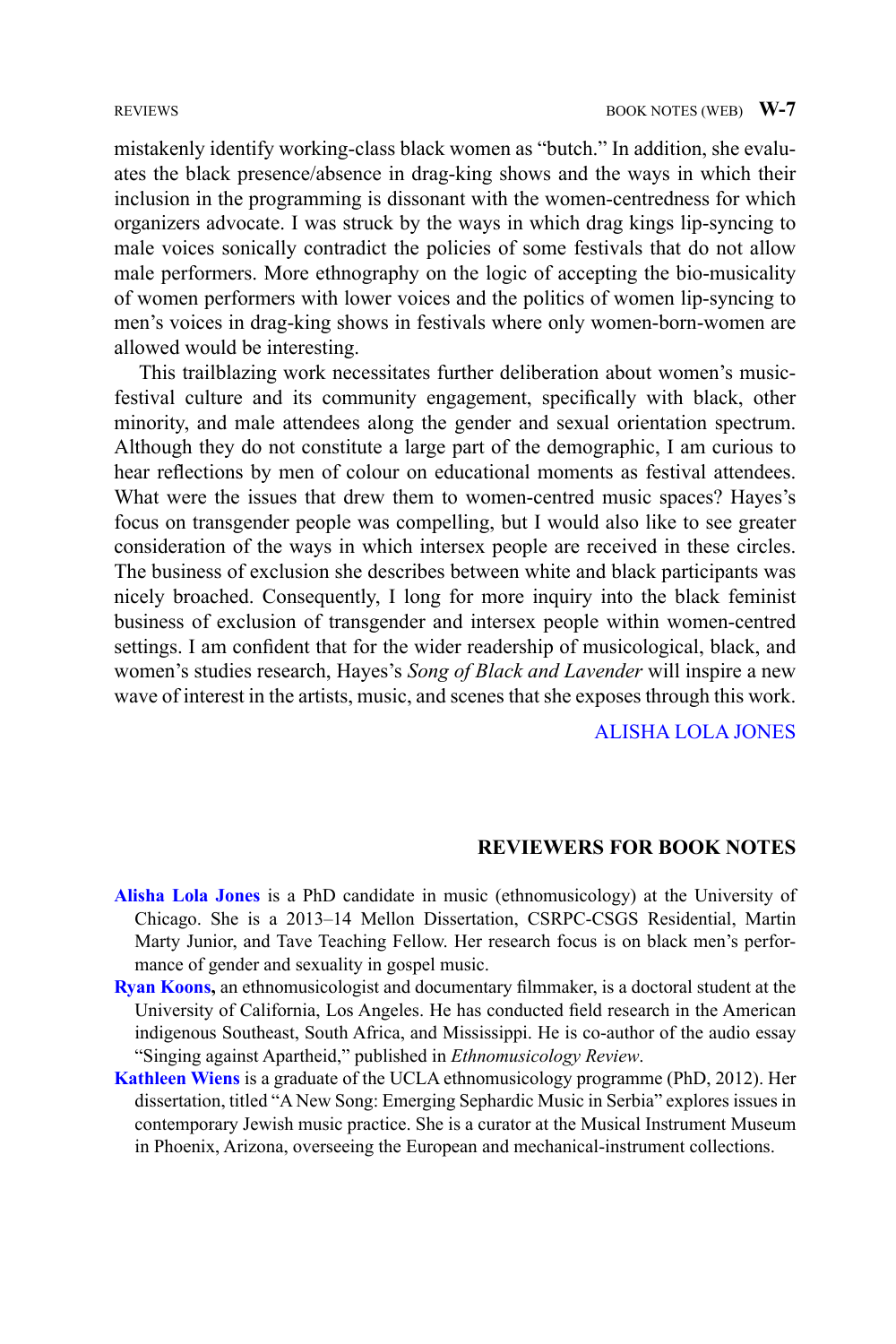mistakenly identify working-class black women as "butch." In addition, she evaluates the black presence/absence in drag-king shows and the ways in which their inclusion in the programming is dissonant with the women-centredness for which organizers advocate. I was struck by the ways in which drag kings lip-syncing to male voices sonically contradict the policies of some festivals that do not allow male performers. More ethnography on the logic of accepting the bio-musicality of women performers with lower voices and the politics of women lip-syncing to men's voices in drag-king shows in festivals where only women-born-women are allowed would be interesting.

This trailblazing work necessitates further deliberation about women's music-festival culture and its community engagement, specifically with black, other minority, and male attendees along the gender and sexual orientation spectrum. Although they do not constitute a large part of the demographic, I am curious to hear reflections by men of colour on educational moments as festival attendees. What were the issues that drew them to women-centred music spaces? Hayes's focus on transgender people was compelling, but I would also like to see greater consideration of the ways in which intersex people are received in these circles. The business of exclusion she describes between white and black participants was nicely broached. Consequently, I long for more inquiry into the black feminist business of exclusion of transgender and intersex people within women-centred settings. I am confident that for the wider readership of musicological, black, and women's studies research, Hayes's *Song of Black and Lavender* will inspire a new wave of interest in the artists, music, and scenes that she exposes through this work.

ALISHA LOLA JONES

## REVIEWERS FOR BOOK NOTES

**Alisha Lola Jones** is a PhD candidate in music (ethnomusicology) at the University of Chicago. She is a 2013–14 Mellon Dissertation, CSRPC-CSGS Residential, Martin Marty Junior, and Tave Teaching Fellow. Her research focus is on black men's performance of gender and sexuality in gospel music.

**Ryan Koons,** an ethnomusicologist and documentary filmmaker, is a doctoral student at the University of California, Los Angeles. He has conducted field research in the American indigenous Southeast, South Africa, and Mississippi. He is co-author of the audio essay "Singing against Apartheid," published in *Ethnomusicology Review*.

**Kathleen Wiens** is a graduate of the UCLA ethnomusicology programme (PhD, 2012). Her dissertation, titled "A New Song: Emerging Sephardic Music in Serbia" explores issues in contemporary Jewish music practice. She is a curator at the Musical Instrument Museum in Phoenix, Arizona, overseeing the European and mechanical-instrument collections.